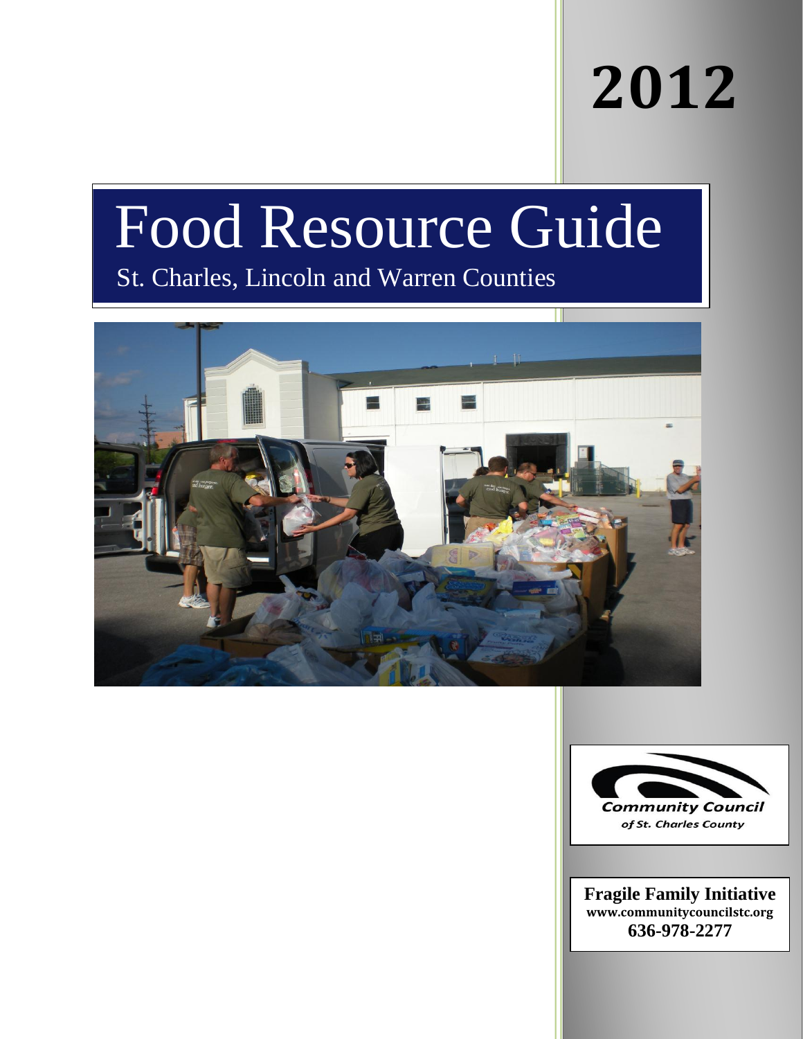# 2012

# Food Resource Guide

## St. Charles, Lincoln and Warren Counties

**Community Council**
*of St. Charles County*

**Fragile Family Initiative**
**www.communitycouncilstc.org**
**636-978-2277**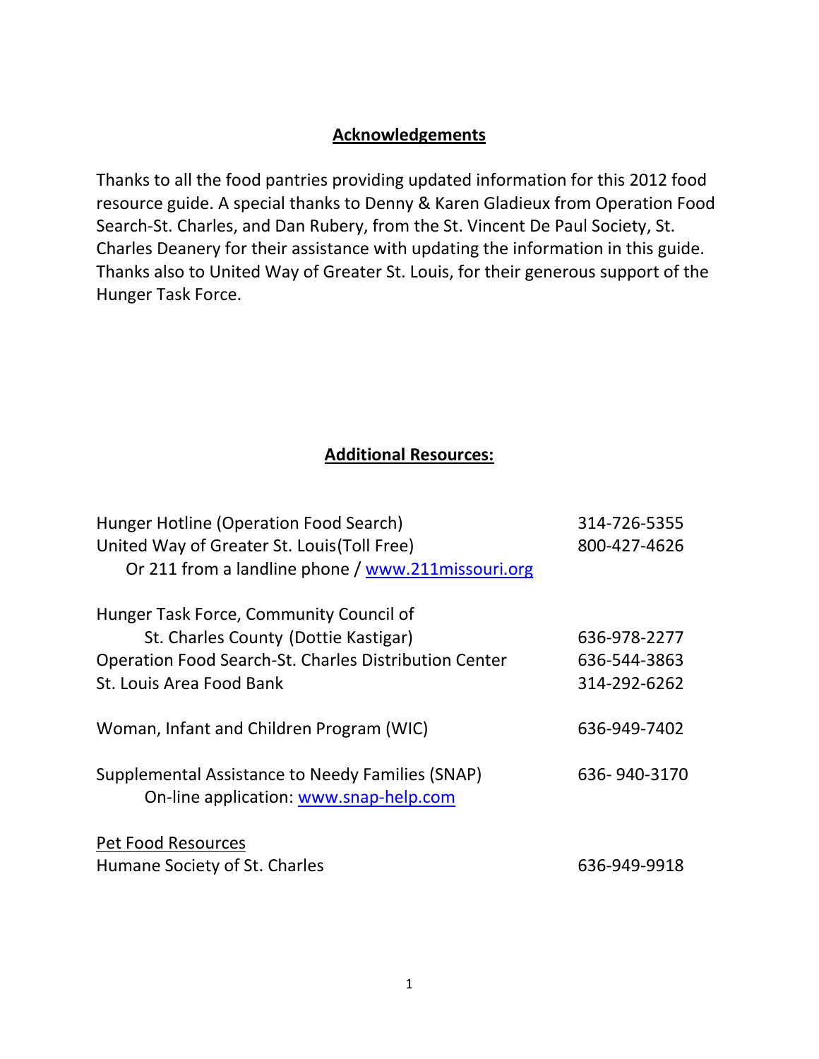## Acknowledgements

Thanks to all the food pantries providing updated information for this 2012 food resource guide. A special thanks to Denny & Karen Gladieux from Operation Food Search-St. Charles, and Dan Rubery, from the St. Vincent De Paul Society, St. Charles Deanery for their assistance with updating the information in this guide. Thanks also to United Way of Greater St. Louis, for their generous support of the Hunger Task Force.

## Additional Resources:

| | |
|---|---|
| Hunger Hotline (Operation Food Search) | 314-726-5355 |
| United Way of Greater St. Louis(Toll Free) | 800-427-4626 |
| Or 211 from a landline phone / www.211missouri.org | |
| | |
| Hunger Task Force, Community Council of St. Charles County (Dottie Kastigar) | 636-978-2277 |
| Operation Food Search-St. Charles Distribution Center | 636-544-3863 |
| St. Louis Area Food Bank | 314-292-6262 |
| | |
| Woman, Infant and Children Program (WIC) | 636-949-7402 |
| | |
| Supplemental Assistance to Needy Families (SNAP) | 636- 940-3170 |
| On-line application: www.snap-help.com | |
| | |
| Pet Food Resources | |
| Humane Society of St. Charles | 636-949-9918 |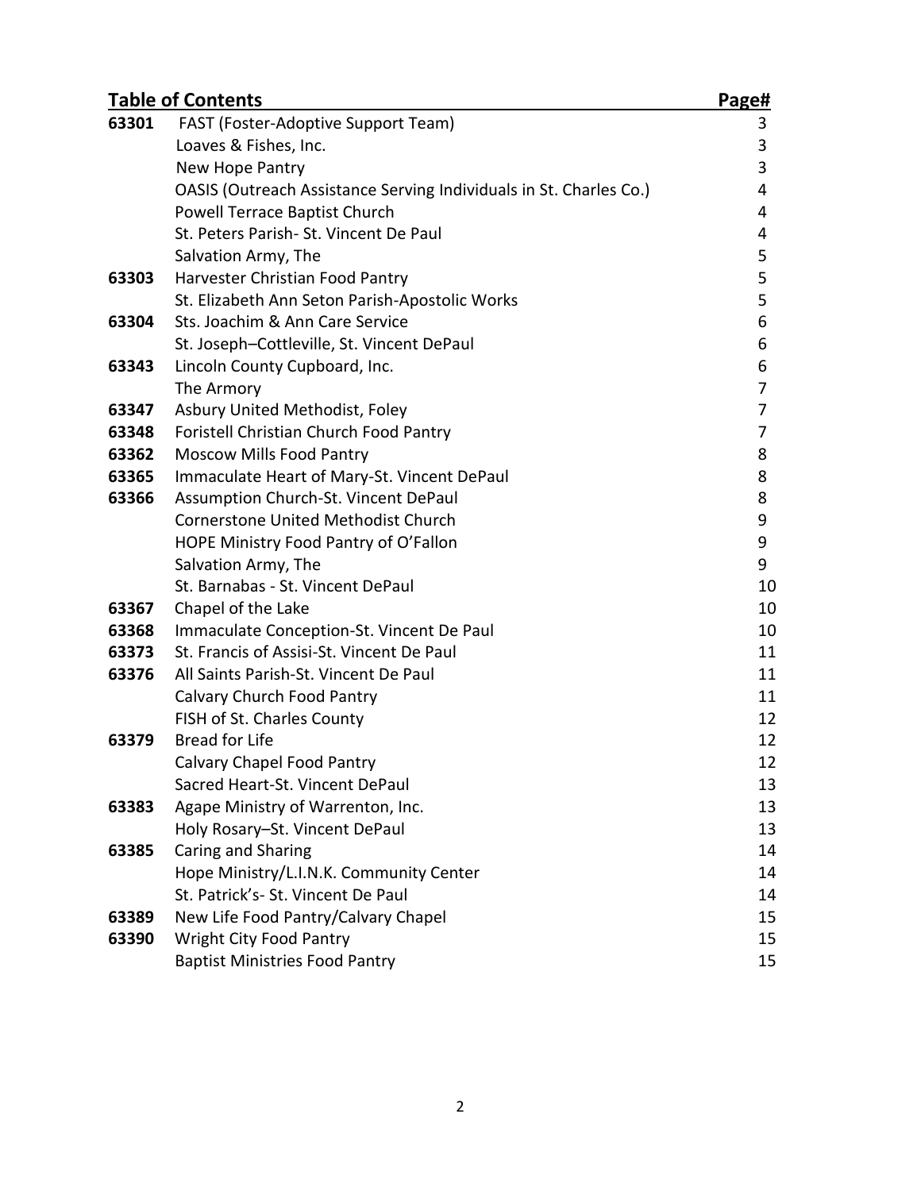| Table of Contents | | Page# |
|---|---|---|
| **63301** | FAST (Foster-Adoptive Support Team) | 3 |
| | Loaves & Fishes, Inc. | 3 |
| | New Hope Pantry | 3 |
| | OASIS (Outreach Assistance Serving Individuals in St. Charles Co.) | 4 |
| | Powell Terrace Baptist Church | 4 |
| | St. Peters Parish- St. Vincent De Paul | 4 |
| | Salvation Army, The | 5 |
| **63303** | Harvester Christian Food Pantry | 5 |
| | St. Elizabeth Ann Seton Parish-Apostolic Works | 5 |
| **63304** | Sts. Joachim & Ann Care Service | 6 |
| | St. Joseph–Cottleville, St. Vincent DePaul | 6 |
| **63343** | Lincoln County Cupboard, Inc. | 6 |
| | The Armory | 7 |
| **63347** | Asbury United Methodist, Foley | 7 |
| **63348** | Foristell Christian Church Food Pantry | 7 |
| **63362** | Moscow Mills Food Pantry | 8 |
| **63365** | Immaculate Heart of Mary-St. Vincent DePaul | 8 |
| **63366** | Assumption Church-St. Vincent DePaul | 8 |
| | Cornerstone United Methodist Church | 9 |
| | HOPE Ministry Food Pantry of O'Fallon | 9 |
| | Salvation Army, The | 9 |
| | St. Barnabas - St. Vincent DePaul | 10 |
| **63367** | Chapel of the Lake | 10 |
| **63368** | Immaculate Conception-St. Vincent De Paul | 10 |
| **63373** | St. Francis of Assisi-St. Vincent De Paul | 11 |
| **63376** | All Saints Parish-St. Vincent De Paul | 11 |
| | Calvary Church Food Pantry | 11 |
| | FISH of St. Charles County | 12 |
| **63379** | Bread for Life | 12 |
| | Calvary Chapel Food Pantry | 12 |
| | Sacred Heart-St. Vincent DePaul | 13 |
| **63383** | Agape Ministry of Warrenton, Inc. | 13 |
| | Holy Rosary–St. Vincent DePaul | 13 |
| **63385** | Caring and Sharing | 14 |
| | Hope Ministry/L.I.N.K. Community Center | 14 |
| | St. Patrick's- St. Vincent De Paul | 14 |
| **63389** | New Life Food Pantry/Calvary Chapel | 15 |
| **63390** | Wright City Food Pantry | 15 |
| | Baptist Ministries Food Pantry | 15 |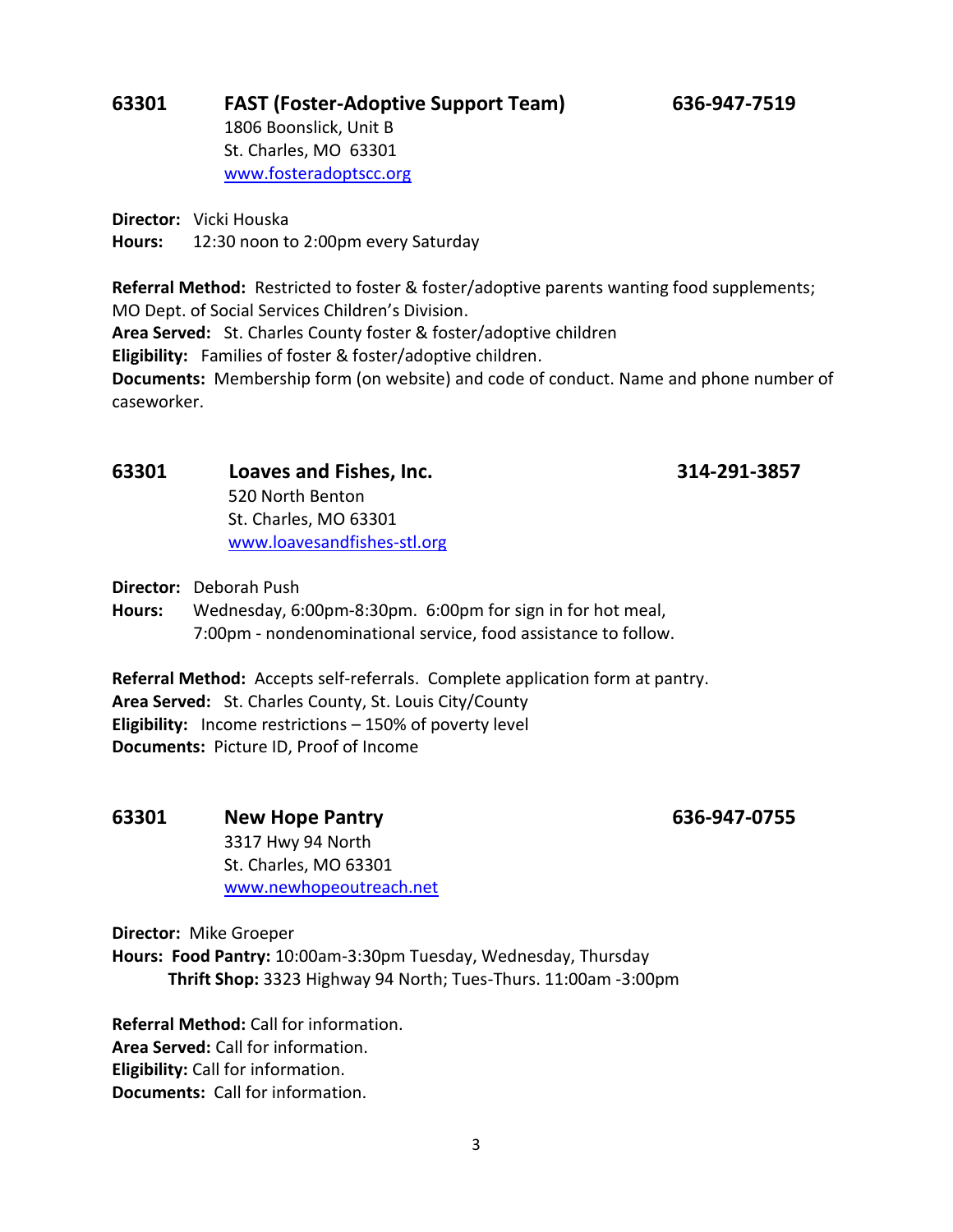## 63301 FAST (Foster-Adoptive Support Team) 636-947-7519

1806 Boonslick, Unit B
St. Charles, MO 63301
www.fosteradoptscc.org

**Director:** Vicki Houska
**Hours:** 12:30 noon to 2:00pm every Saturday

**Referral Method:** Restricted to foster & foster/adoptive parents wanting food supplements; MO Dept. of Social Services Children's Division.
**Area Served:** St. Charles County foster & foster/adoptive children
**Eligibility:** Families of foster & foster/adoptive children.
**Documents:** Membership form (on website) and code of conduct. Name and phone number of caseworker.

## 63301 Loaves and Fishes, Inc. 314-291-3857

520 North Benton
St. Charles, MO 63301
www.loavesandfishes-stl.org

**Director:** Deborah Push
**Hours:** Wednesday, 6:00pm-8:30pm. 6:00pm for sign in for hot meal,
7:00pm - nondenominational service, food assistance to follow.

**Referral Method:** Accepts self-referrals. Complete application form at pantry.
**Area Served:** St. Charles County, St. Louis City/County
**Eligibility:** Income restrictions – 150% of poverty level
**Documents:** Picture ID, Proof of Income

## 63301 New Hope Pantry 636-947-0755

3317 Hwy 94 North
St. Charles, MO 63301
www.newhopeoutreach.net

**Director:** Mike Groeper
**Hours:** **Food Pantry:** 10:00am-3:30pm Tuesday, Wednesday, Thursday
**Thrift Shop:** 3323 Highway 94 North; Tues-Thurs. 11:00am -3:00pm

**Referral Method:** Call for information.
**Area Served:** Call for information.
**Eligibility:** Call for information.
**Documents:** Call for information.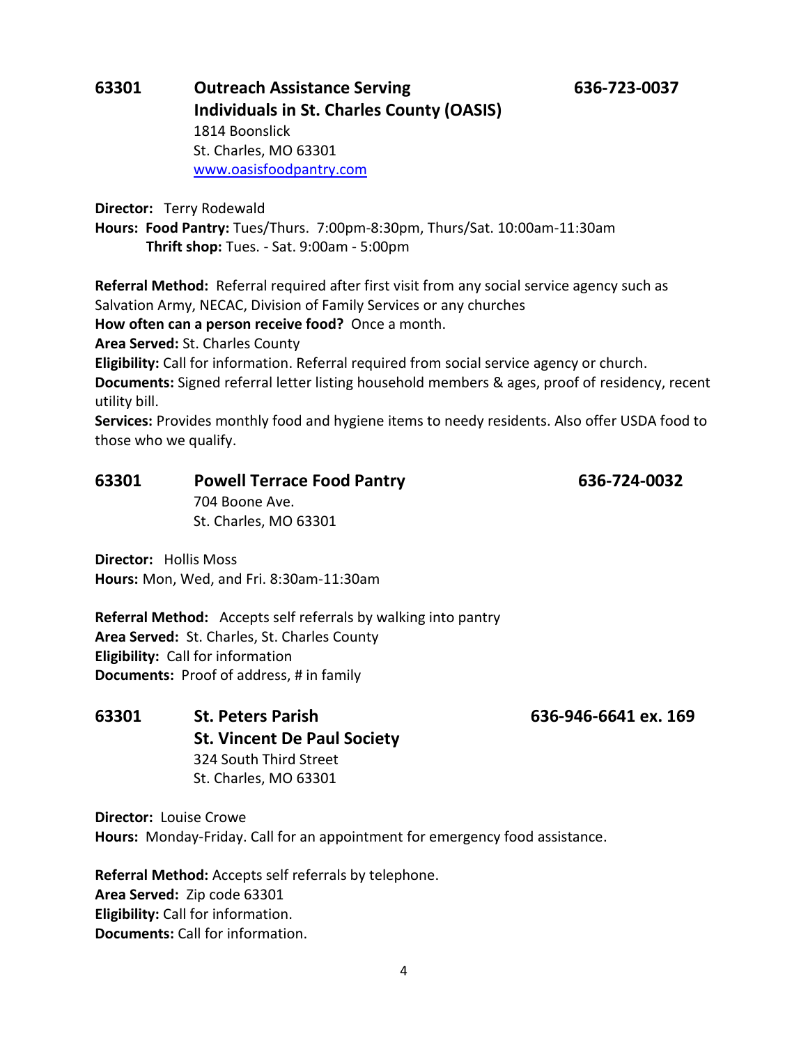## 63301 **Outreach Assistance Serving Individuals in St. Charles County (OASIS)** 636-723-0037

1814 Boonslick
St. Charles, MO 63301
[www.oasisfoodpantry.com](http://www.oasisfoodpantry.com)

**Director:** Terry Rodewald
**Hours: Food Pantry:** Tues/Thurs. 7:00pm-8:30pm, Thurs/Sat. 10:00am-11:30am
**Thrift shop:** Tues. - Sat. 9:00am - 5:00pm

**Referral Method:** Referral required after first visit from any social service agency such as Salvation Army, NECAC, Division of Family Services or any churches
**How often can a person receive food?** Once a month.
**Area Served:** St. Charles County
**Eligibility:** Call for information. Referral required from social service agency or church.
**Documents:** Signed referral letter listing household members & ages, proof of residency, recent utility bill.
**Services:** Provides monthly food and hygiene items to needy residents. Also offer USDA food to those who we qualify.

## 63301 **Powell Terrace Food Pantry** 636-724-0032

704 Boone Ave.
St. Charles, MO 63301

**Director:** Hollis Moss
**Hours:** Mon, Wed, and Fri. 8:30am-11:30am

**Referral Method:** Accepts self referrals by walking into pantry
**Area Served:** St. Charles, St. Charles County
**Eligibility:** Call for information
**Documents:** Proof of address, # in family

## 63301 **St. Peters Parish St. Vincent De Paul Society** 636-946-6641 ex. 169

324 South Third Street
St. Charles, MO 63301

**Director:** Louise Crowe
**Hours:** Monday-Friday. Call for an appointment for emergency food assistance.

**Referral Method:** Accepts self referrals by telephone.
**Area Served:** Zip code 63301
**Eligibility:** Call for information.
**Documents:** Call for information.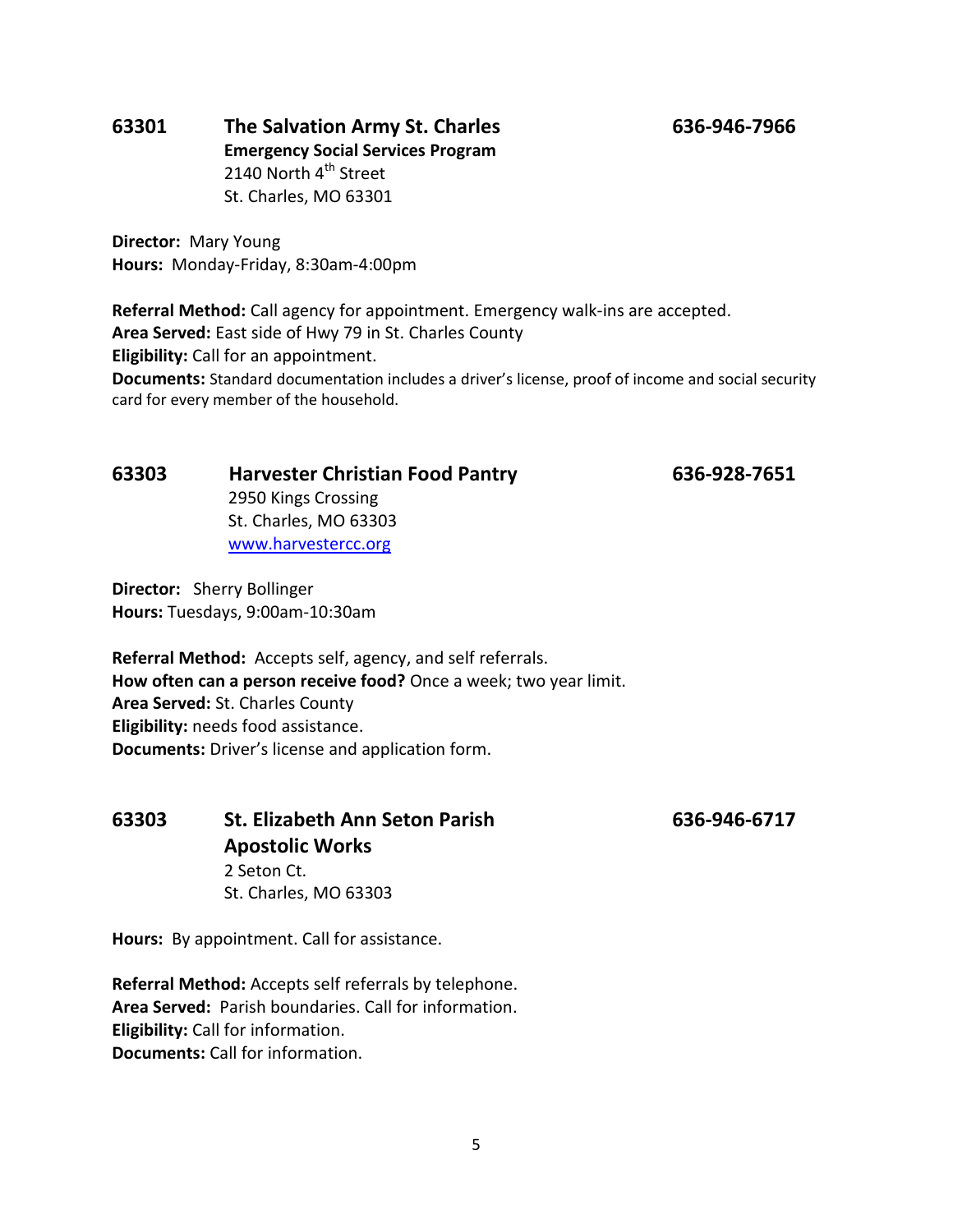## 63301 The Salvation Army St. Charles 636-946-7966

**Emergency Social Services Program**
2140 North 4th Street
St. Charles, MO 63301

**Director:** Mary Young
**Hours:** Monday-Friday, 8:30am-4:00pm

**Referral Method:** Call agency for appointment. Emergency walk-ins are accepted.
**Area Served:** East side of Hwy 79 in St. Charles County
**Eligibility:** Call for an appointment.
**Documents:** Standard documentation includes a driver's license, proof of income and social security card for every member of the household.

## 63303 Harvester Christian Food Pantry 636-928-7651

2950 Kings Crossing
St. Charles, MO 63303
[www.harvestercc.org](www.harvestercc.org)

**Director:** Sherry Bollinger
**Hours:** Tuesdays, 9:00am-10:30am

**Referral Method:** Accepts self, agency, and self referrals.
**How often can a person receive food?** Once a week; two year limit.
**Area Served:** St. Charles County
**Eligibility:** needs food assistance.
**Documents:** Driver's license and application form.

## 63303 St. Elizabeth Ann Seton Parish Apostolic Works 636-946-6717

2 Seton Ct.
St. Charles, MO 63303

**Hours:** By appointment. Call for assistance.

**Referral Method:** Accepts self referrals by telephone.
**Area Served:** Parish boundaries. Call for information.
**Eligibility:** Call for information.
**Documents:** Call for information.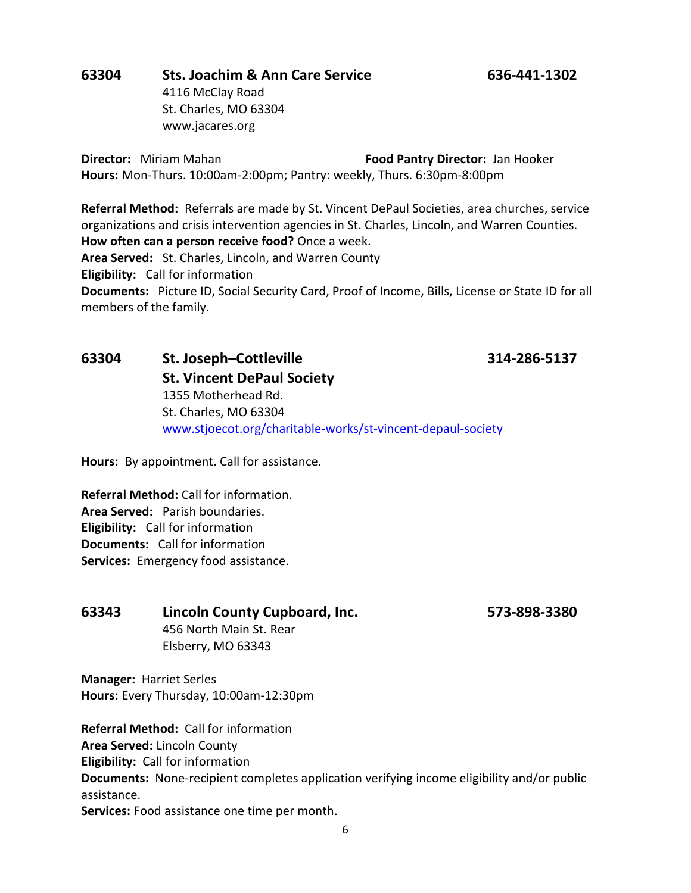## 63304 Sts. Joachim & Ann Care Service 636-441-1302

4116 McClay Road
St. Charles, MO 63304
www.jacares.org

**Director:** Miriam Mahan **Food Pantry Director:** Jan Hooker
**Hours:** Mon-Thurs. 10:00am-2:00pm; Pantry: weekly, Thurs. 6:30pm-8:00pm

**Referral Method:** Referrals are made by St. Vincent DePaul Societies, area churches, service organizations and crisis intervention agencies in St. Charles, Lincoln, and Warren Counties.
**How often can a person receive food?** Once a week.
**Area Served:** St. Charles, Lincoln, and Warren County
**Eligibility:** Call for information
**Documents:** Picture ID, Social Security Card, Proof of Income, Bills, License or State ID for all members of the family.

## 63304 St. Joseph–Cottleville St. Vincent DePaul Society 314-286-5137

1355 Motherhead Rd.
St. Charles, MO 63304
www.stjoecot.org/charitable-works/st-vincent-depaul-society

**Hours:** By appointment. Call for assistance.

**Referral Method:** Call for information.
**Area Served:** Parish boundaries.
**Eligibility:** Call for information
**Documents:** Call for information
**Services:** Emergency food assistance.

## 63343 Lincoln County Cupboard, Inc. 573-898-3380

456 North Main St. Rear
Elsberry, MO 63343

**Manager:** Harriet Serles
**Hours:** Every Thursday, 10:00am-12:30pm

**Referral Method:** Call for information
**Area Served:** Lincoln County
**Eligibility:** Call for information
**Documents:** None-recipient completes application verifying income eligibility and/or public assistance.
**Services:** Food assistance one time per month.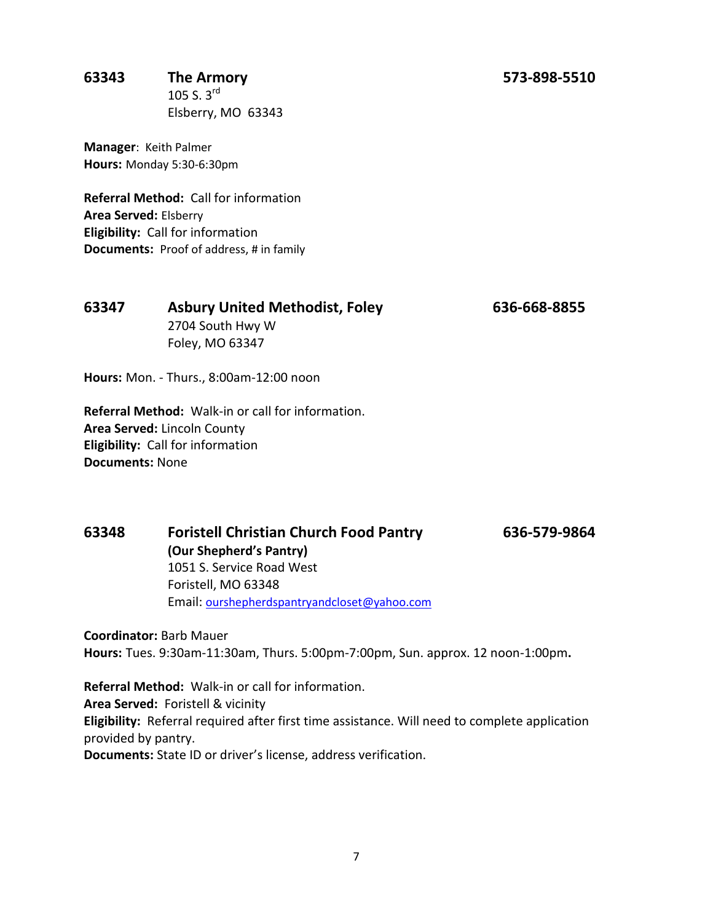## 63343 The Armory 573-898-5510

105 S. 3rd
Elsberry, MO 63343

**Manager**: Keith Palmer
**Hours:** Monday 5:30-6:30pm

**Referral Method:** Call for information
**Area Served:** Elsberry
**Eligibility:** Call for information
**Documents:** Proof of address, # in family

## 63347 Asbury United Methodist, Foley 636-668-8855

2704 South Hwy W
Foley, MO 63347

**Hours:** Mon. - Thurs., 8:00am-12:00 noon

**Referral Method:** Walk-in or call for information.
**Area Served:** Lincoln County
**Eligibility:** Call for information
**Documents:** None

## 63348 Foristell Christian Church Food Pantry 636-579-9864

**(Our Shepherd's Pantry)**
1051 S. Service Road West
Foristell, MO 63348
Email: ourshepherdspantryandcloset@yahoo.com

**Coordinator:** Barb Mauer
**Hours:** Tues. 9:30am-11:30am, Thurs. 5:00pm-7:00pm, Sun. approx. 12 noon-1:00pm**.**

**Referral Method:** Walk-in or call for information.
**Area Served:** Foristell & vicinity
**Eligibility:** Referral required after first time assistance. Will need to complete application provided by pantry.
**Documents:** State ID or driver's license, address verification.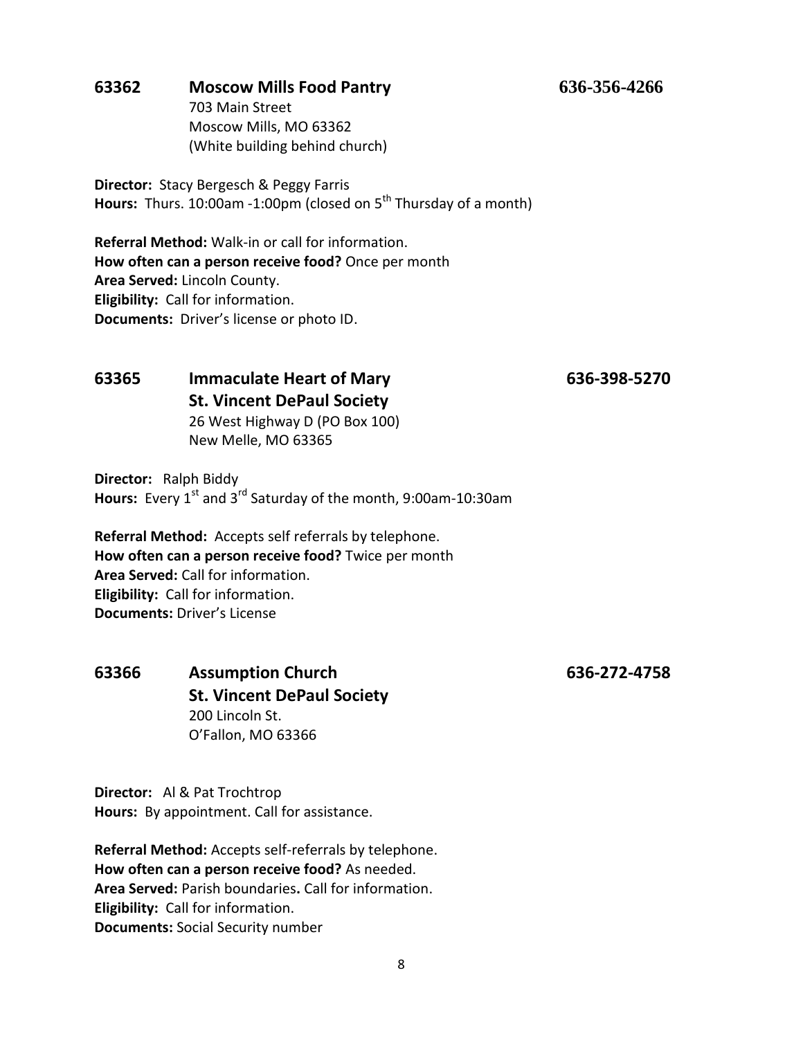## 63362 Moscow Mills Food Pantry 636-356-4266

703 Main Street
Moscow Mills, MO 63362
(White building behind church)

**Director:** Stacy Bergesch & Peggy Farris
**Hours:** Thurs. 10:00am -1:00pm (closed on 5th Thursday of a month)

**Referral Method:** Walk-in or call for information.
**How often can a person receive food?** Once per month
**Area Served:** Lincoln County.
**Eligibility:** Call for information.
**Documents:** Driver's license or photo ID.

## 63365 Immaculate Heart of Mary St. Vincent DePaul Society 636-398-5270

26 West Highway D (PO Box 100)
New Melle, MO 63365

**Director:** Ralph Biddy
**Hours:** Every 1st and 3rd Saturday of the month, 9:00am-10:30am

**Referral Method:** Accepts self referrals by telephone.
**How often can a person receive food?** Twice per month
**Area Served:** Call for information.
**Eligibility:** Call for information.
**Documents:** Driver's License

## 63366 Assumption Church St. Vincent DePaul Society 636-272-4758

200 Lincoln St.
O'Fallon, MO 63366

**Director:** Al & Pat Trochtrop
**Hours:** By appointment. Call for assistance.

**Referral Method:** Accepts self-referrals by telephone.
**How often can a person receive food?** As needed.
**Area Served:** Parish boundaries**.** Call for information.
**Eligibility:** Call for information.
**Documents:** Social Security number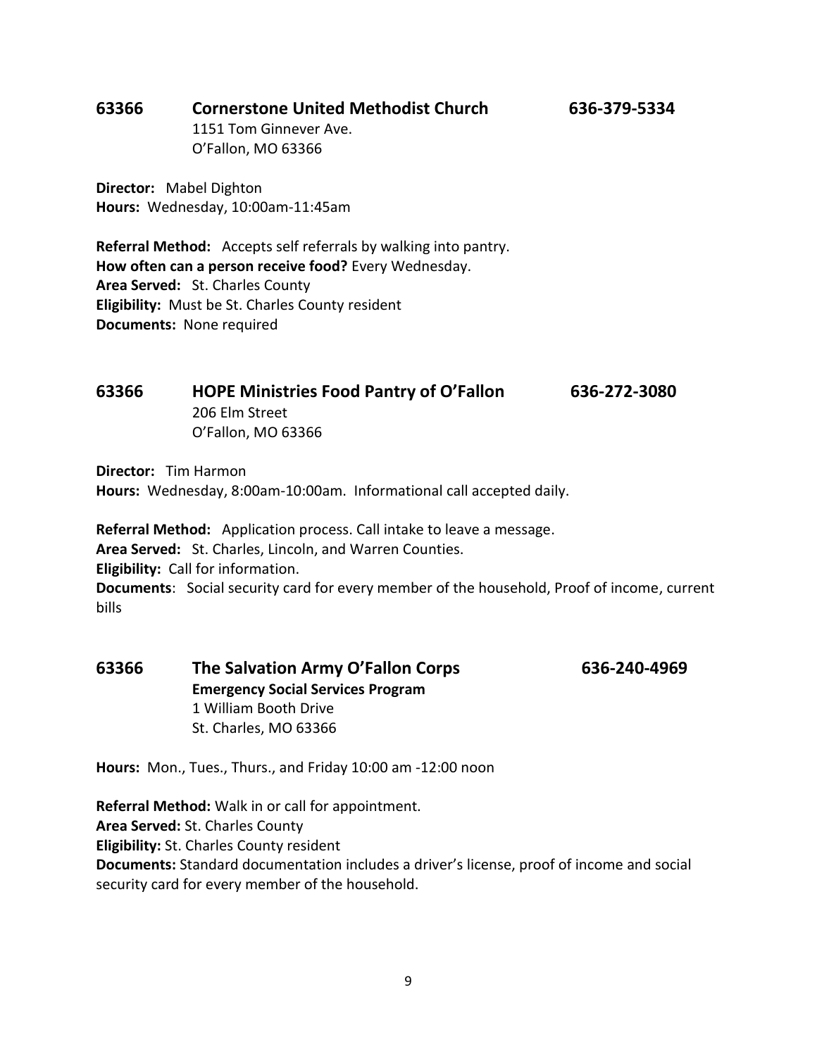## 63366 Cornerstone United Methodist Church 636-379-5334

1151 Tom Ginnever Ave.
O'Fallon, MO 63366

**Director:** Mabel Dighton
**Hours:** Wednesday, 10:00am-11:45am

**Referral Method:** Accepts self referrals by walking into pantry.
**How often can a person receive food?** Every Wednesday.
**Area Served:** St. Charles County
**Eligibility:** Must be St. Charles County resident
**Documents:** None required

## 63366 HOPE Ministries Food Pantry of O'Fallon 636-272-3080

206 Elm Street
O'Fallon, MO 63366

**Director:** Tim Harmon
**Hours:** Wednesday, 8:00am-10:00am. Informational call accepted daily.

**Referral Method:** Application process. Call intake to leave a message.
**Area Served:** St. Charles, Lincoln, and Warren Counties.
**Eligibility:** Call for information.
**Documents**: Social security card for every member of the household, Proof of income, current bills

## 63366 The Salvation Army O'Fallon Corps 636-240-4969

**Emergency Social Services Program**
1 William Booth Drive
St. Charles, MO 63366

**Hours:** Mon., Tues., Thurs., and Friday 10:00 am -12:00 noon

**Referral Method:** Walk in or call for appointment.
**Area Served:** St. Charles County
**Eligibility:** St. Charles County resident
**Documents:** Standard documentation includes a driver's license, proof of income and social security card for every member of the household.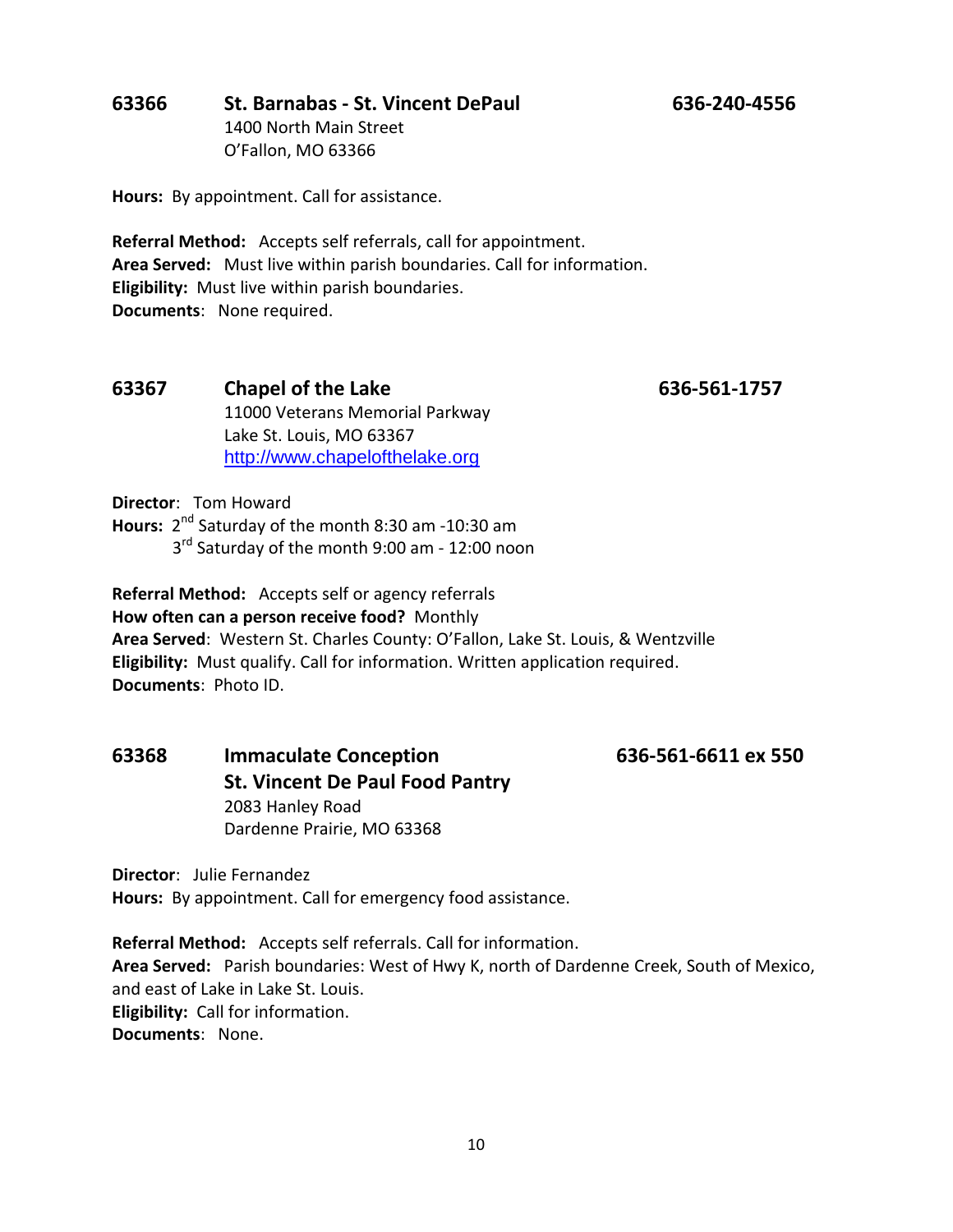## 63366 St. Barnabas - St. Vincent DePaul 636-240-4556

1400 North Main Street
O'Fallon, MO 63366

**Hours:** By appointment. Call for assistance.

**Referral Method:** Accepts self referrals, call for appointment.
**Area Served:** Must live within parish boundaries. Call for information.
**Eligibility:** Must live within parish boundaries.
**Documents**: None required.

## 63367 Chapel of the Lake 636-561-1757

11000 Veterans Memorial Parkway
Lake St. Louis, MO 63367
http://www.chapelofthelake.org

**Director**: Tom Howard
**Hours:** 2nd Saturday of the month 8:30 am -10:30 am
3rd Saturday of the month 9:00 am - 12:00 noon

**Referral Method:** Accepts self or agency referrals
**How often can a person receive food?** Monthly
**Area Served**: Western St. Charles County: O'Fallon, Lake St. Louis, & Wentzville
**Eligibility:** Must qualify. Call for information. Written application required.
**Documents**: Photo ID.

## 63368 Immaculate Conception St. Vincent De Paul Food Pantry 636-561-6611 ex 550

2083 Hanley Road
Dardenne Prairie, MO 63368

**Director**: Julie Fernandez
**Hours:** By appointment. Call for emergency food assistance.

**Referral Method:** Accepts self referrals. Call for information.
**Area Served:** Parish boundaries: West of Hwy K, north of Dardenne Creek, South of Mexico, and east of Lake in Lake St. Louis.
**Eligibility:** Call for information.
**Documents**: None.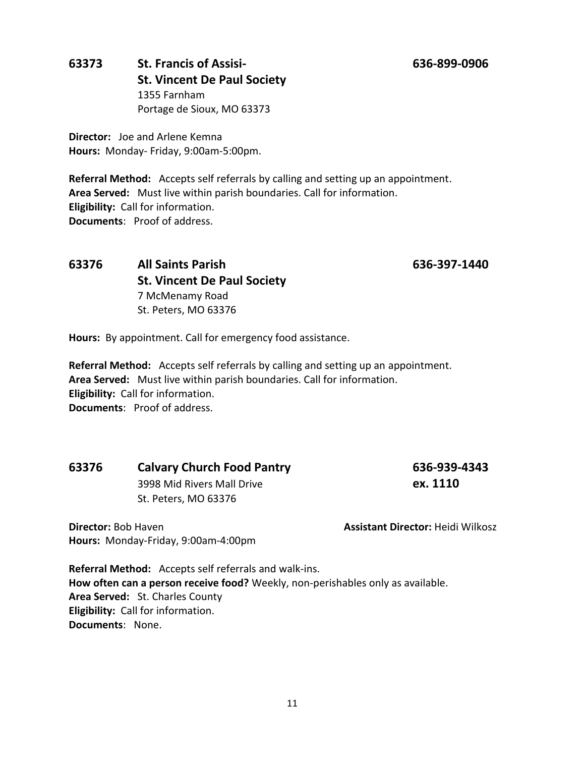## 63373 St. Francis of Assisi- St. Vincent De Paul Society 636-899-0906

1355 Farnham
Portage de Sioux, MO 63373

**Director:** Joe and Arlene Kemna
**Hours:** Monday- Friday, 9:00am-5:00pm.

**Referral Method:** Accepts self referrals by calling and setting up an appointment.
**Area Served:** Must live within parish boundaries. Call for information.
**Eligibility:** Call for information.
**Documents**: Proof of address.

## 63376 All Saints Parish St. Vincent De Paul Society 636-397-1440

7 McMenamy Road
St. Peters, MO 63376

**Hours:** By appointment. Call for emergency food assistance.

**Referral Method:** Accepts self referrals by calling and setting up an appointment.
**Area Served:** Must live within parish boundaries. Call for information.
**Eligibility:** Call for information.
**Documents**: Proof of address.

## 63376 Calvary Church Food Pantry 636-939-4343 ex. 1110

3998 Mid Rivers Mall Drive
St. Peters, MO 63376

**Director:** Bob Haven
**Assistant Director:** Heidi Wilkosz
**Hours:** Monday-Friday, 9:00am-4:00pm

**Referral Method:** Accepts self referrals and walk-ins.
**How often can a person receive food?** Weekly, non-perishables only as available.
**Area Served:** St. Charles County
**Eligibility:** Call for information.
**Documents**: None.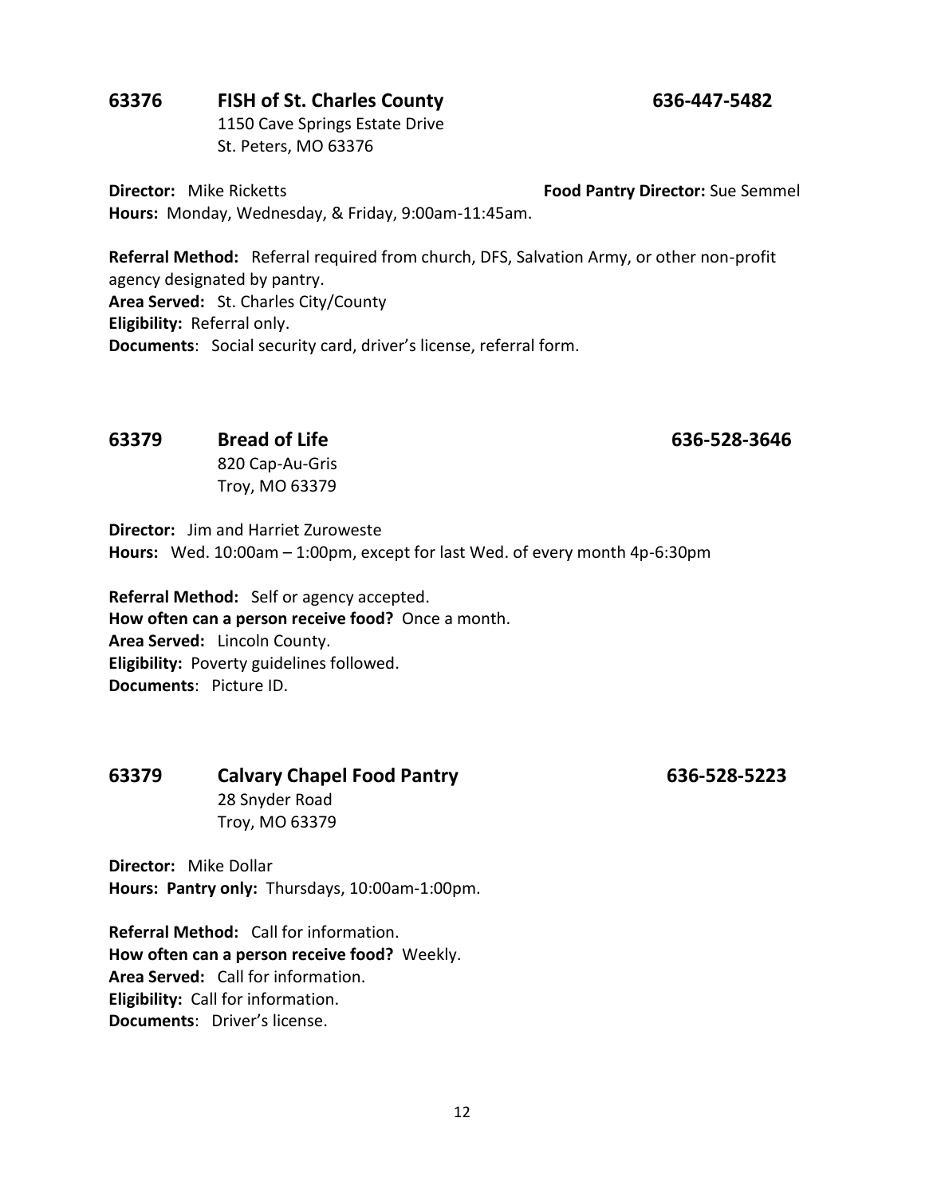## 63376 FISH of St. Charles County 636-447-5482

1150 Cave Springs Estate Drive
St. Peters, MO 63376

**Director:** Mike Ricketts **Food Pantry Director:** Sue Semmel
**Hours:** Monday, Wednesday, & Friday, 9:00am-11:45am.

**Referral Method:** Referral required from church, DFS, Salvation Army, or other non-profit agency designated by pantry.
**Area Served:** St. Charles City/County
**Eligibility:** Referral only.
**Documents**: Social security card, driver's license, referral form.

## 63379 Bread of Life 636-528-3646

820 Cap-Au-Gris
Troy, MO 63379

**Director:** Jim and Harriet Zuroweste
**Hours:** Wed. 10:00am – 1:00pm, except for last Wed. of every month 4p-6:30pm

**Referral Method:** Self or agency accepted.
**How often can a person receive food?** Once a month.
**Area Served:** Lincoln County.
**Eligibility:** Poverty guidelines followed.
**Documents**: Picture ID.

## 63379 Calvary Chapel Food Pantry 636-528-5223

28 Snyder Road
Troy, MO 63379

**Director:** Mike Dollar
**Hours: Pantry only:** Thursdays, 10:00am-1:00pm.

**Referral Method:** Call for information.
**How often can a person receive food?** Weekly.
**Area Served:** Call for information.
**Eligibility:** Call for information.
**Documents**: Driver's license.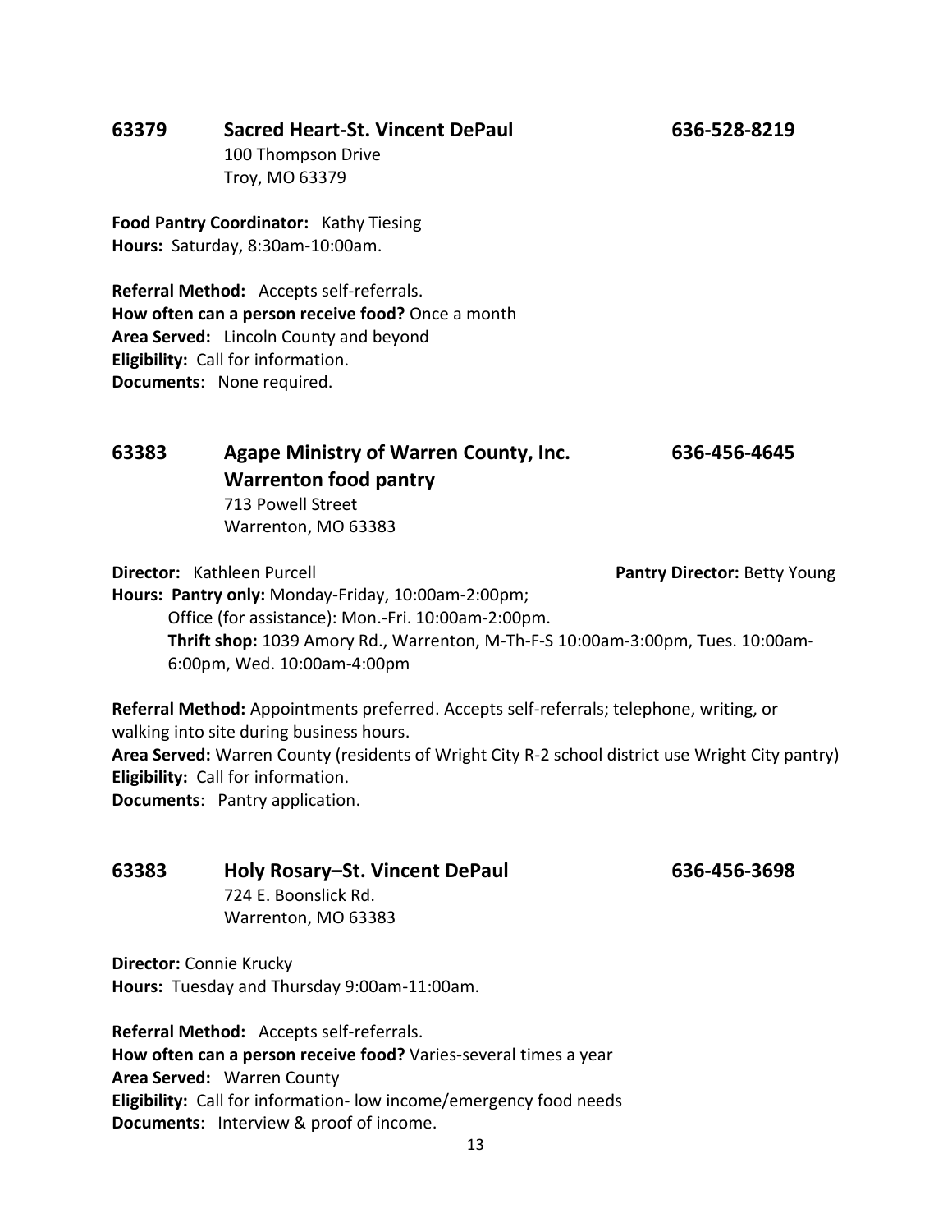## 63379 Sacred Heart-St. Vincent DePaul 636-528-8219

100 Thompson Drive
Troy, MO 63379

**Food Pantry Coordinator:** Kathy Tiesing
**Hours:** Saturday, 8:30am-10:00am.

**Referral Method:** Accepts self-referrals.
**How often can a person receive food?** Once a month
**Area Served:** Lincoln County and beyond
**Eligibility:** Call for information.
**Documents**: None required.

## 63383 Agape Ministry of Warren County, Inc. 636-456-4645
## Warrenton food pantry

713 Powell Street
Warrenton, MO 63383

**Director:** Kathleen Purcell **Pantry Director:** Betty Young
**Hours: Pantry only:** Monday-Friday, 10:00am-2:00pm;
Office (for assistance): Mon.-Fri. 10:00am-2:00pm.
**Thrift shop:** 1039 Amory Rd., Warrenton, M-Th-F-S 10:00am-3:00pm, Tues. 10:00am-6:00pm, Wed. 10:00am-4:00pm

**Referral Method:** Appointments preferred. Accepts self-referrals; telephone, writing, or walking into site during business hours.
**Area Served:** Warren County (residents of Wright City R-2 school district use Wright City pantry)
**Eligibility:** Call for information.
**Documents**: Pantry application.

## 63383 Holy Rosary–St. Vincent DePaul 636-456-3698

724 E. Boonslick Rd.
Warrenton, MO 63383

**Director:** Connie Krucky
**Hours:** Tuesday and Thursday 9:00am-11:00am.

**Referral Method:** Accepts self-referrals.
**How often can a person receive food?** Varies-several times a year
**Area Served:** Warren County
**Eligibility:** Call for information- low income/emergency food needs
**Documents**: Interview & proof of income.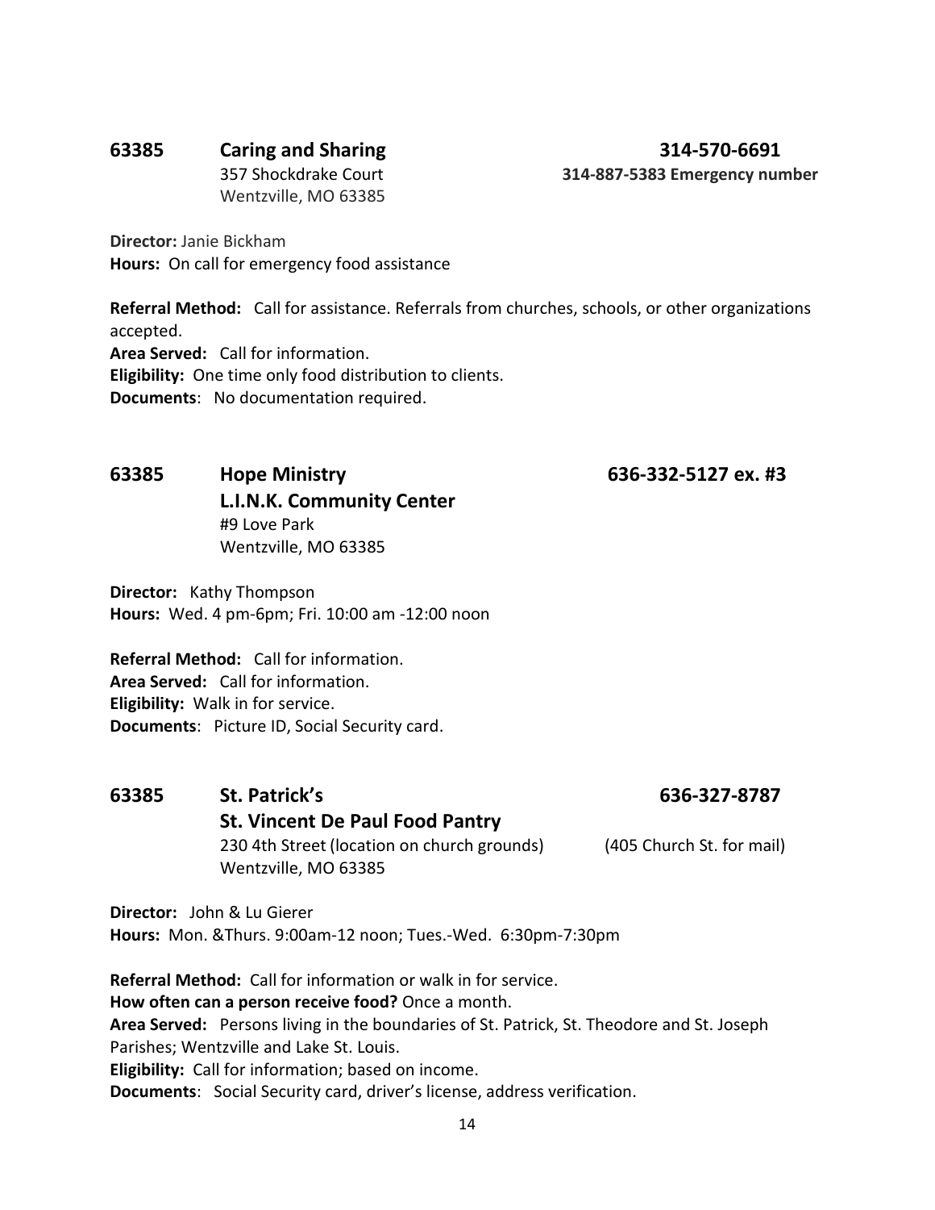## 63385 Caring and Sharing — 314-570-6691

357 Shockdrake Court
Wentzville, MO 63385

**314-887-5383 Emergency number**

**Director:** Janie Bickham
**Hours:** On call for emergency food assistance

**Referral Method:** Call for assistance. Referrals from churches, schools, or other organizations accepted.
**Area Served:** Call for information.
**Eligibility:** One time only food distribution to clients.
**Documents**: No documentation required.

## 63385 Hope Ministry — 636-332-5127 ex. #3

**L.I.N.K. Community Center**
#9 Love Park
Wentzville, MO 63385

**Director:** Kathy Thompson
**Hours:** Wed. 4 pm-6pm; Fri. 10:00 am -12:00 noon

**Referral Method:** Call for information.
**Area Served:** Call for information.
**Eligibility:** Walk in for service.
**Documents**: Picture ID, Social Security card.

## 63385 St. Patrick's — 636-327-8787

**St. Vincent De Paul Food Pantry**
230 4th Street (location on church grounds) (405 Church St. for mail)
Wentzville, MO 63385

**Director:** John & Lu Gierer
**Hours:** Mon. &Thurs. 9:00am-12 noon; Tues.-Wed. 6:30pm-7:30pm

**Referral Method:** Call for information or walk in for service.
**How often can a person receive food?** Once a month.
**Area Served:** Persons living in the boundaries of St. Patrick, St. Theodore and St. Joseph Parishes; Wentzville and Lake St. Louis.
**Eligibility:** Call for information; based on income.
**Documents**: Social Security card, driver's license, address verification.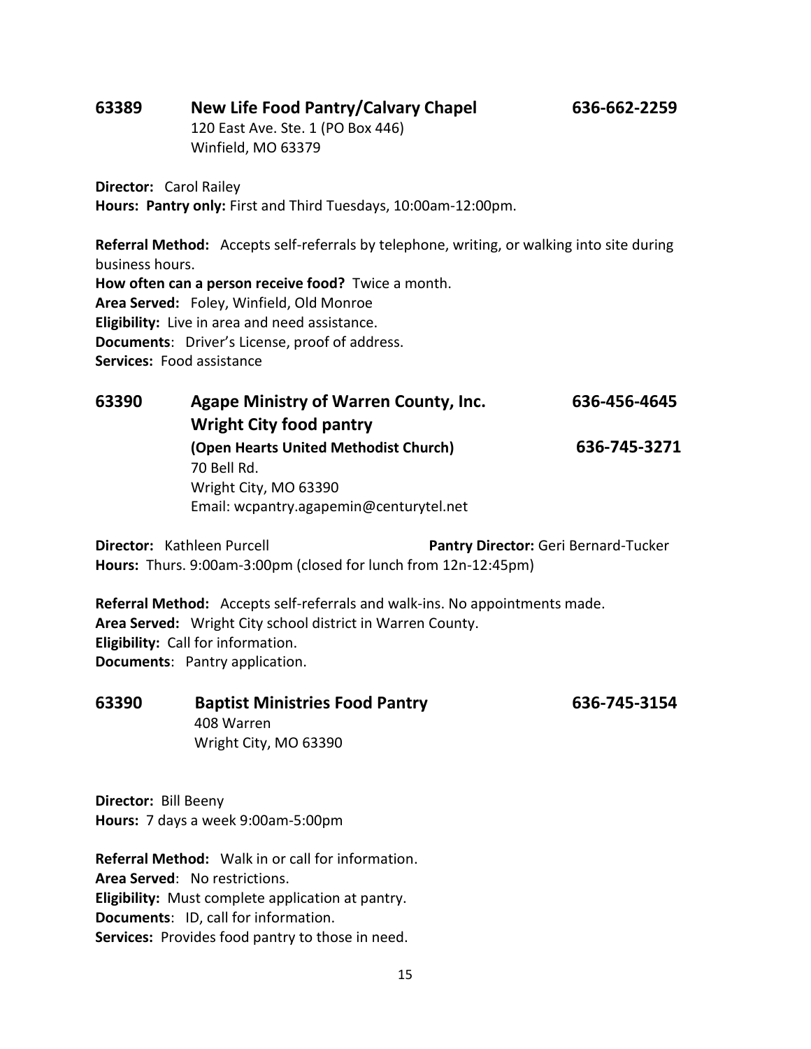## 63389 New Life Food Pantry/Calvary Chapel 636-662-2259

120 East Ave. Ste. 1 (PO Box 446)
Winfield, MO 63379

**Director:** Carol Railey
**Hours: Pantry only:** First and Third Tuesdays, 10:00am-12:00pm.

**Referral Method:** Accepts self-referrals by telephone, writing, or walking into site during business hours.
**How often can a person receive food?** Twice a month.
**Area Served:** Foley, Winfield, Old Monroe
**Eligibility:** Live in area and need assistance.
**Documents**: Driver's License, proof of address.
**Services:** Food assistance

## 63390 Agape Ministry of Warren County, Inc. 636-456-4645 Wright City food pantry

**(Open Hearts United Methodist Church) 636-745-3271**
70 Bell Rd.
Wright City, MO 63390
Email: wcpantry.agapemin@centurytel.net

**Director:** Kathleen Purcell **Pantry Director:** Geri Bernard-Tucker
**Hours:** Thurs. 9:00am-3:00pm (closed for lunch from 12n-12:45pm)

**Referral Method:** Accepts self-referrals and walk-ins. No appointments made.
**Area Served:** Wright City school district in Warren County.
**Eligibility:** Call for information.
**Documents**: Pantry application.

## 63390 Baptist Ministries Food Pantry 636-745-3154

408 Warren
Wright City, MO 63390

**Director:** Bill Beeny
**Hours:** 7 days a week 9:00am-5:00pm

**Referral Method:** Walk in or call for information.
**Area Served**: No restrictions.
**Eligibility:** Must complete application at pantry.
**Documents**: ID, call for information.
**Services:** Provides food pantry to those in need.